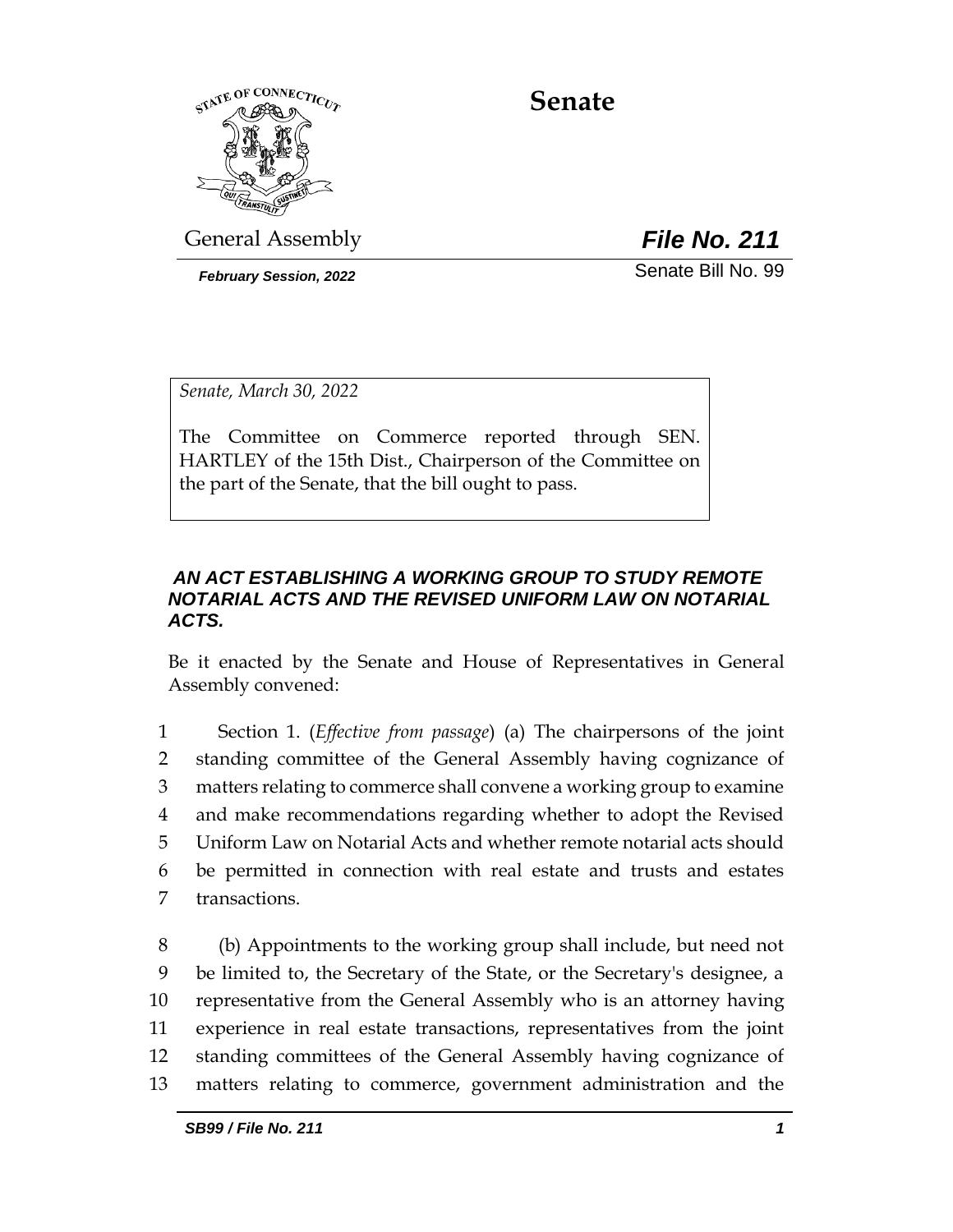# Senate

General Assembly

***File No. 211***

***February Session, 2022***

Senate Bill No. 99

*Senate, March 30, 2022*

The Committee on Commerce reported through SEN. HARTLEY of the 15th Dist., Chairperson of the Committee on the part of the Senate, that the bill ought to pass.

***AN ACT ESTABLISHING A WORKING GROUP TO STUDY REMOTE NOTARIAL ACTS AND THE REVISED UNIFORM LAW ON NOTARIAL ACTS.***

Be it enacted by the Senate and House of Representatives in General Assembly convened:

1 Section 1. (*Effective from passage*) (a) The chairpersons of the joint
2 standing committee of the General Assembly having cognizance of
3 matters relating to commerce shall convene a working group to examine
4 and make recommendations regarding whether to adopt the Revised
5 Uniform Law on Notarial Acts and whether remote notarial acts should
6 be permitted in connection with real estate and trusts and estates
7 transactions.

8 (b) Appointments to the working group shall include, but need not
9 be limited to, the Secretary of the State, or the Secretary's designee, a
10 representative from the General Assembly who is an attorney having
11 experience in real estate transactions, representatives from the joint
12 standing committees of the General Assembly having cognizance of
13 matters relating to commerce, government administration and the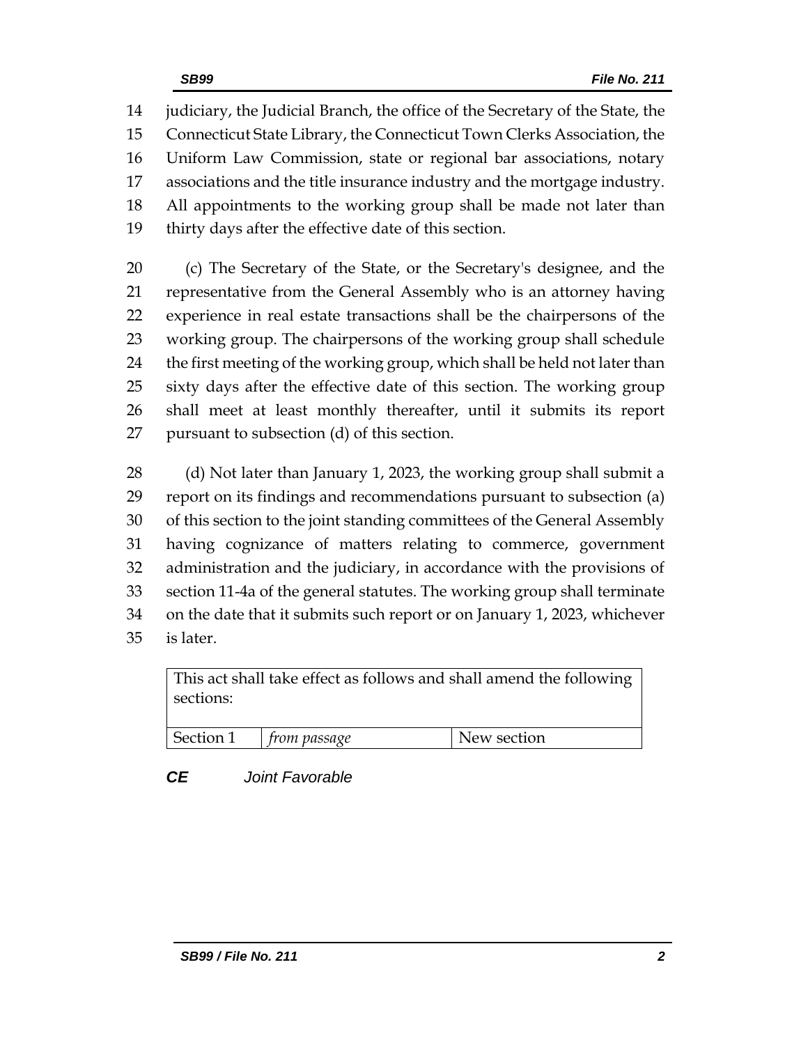judiciary, the Judicial Branch, the office of the Secretary of the State, the Connecticut State Library, the Connecticut Town Clerks Association, the Uniform Law Commission, state or regional bar associations, notary associations and the title insurance industry and the mortgage industry. All appointments to the working group shall be made not later than thirty days after the effective date of this section.

(c) The Secretary of the State, or the Secretary's designee, and the representative from the General Assembly who is an attorney having experience in real estate transactions shall be the chairpersons of the working group. The chairpersons of the working group shall schedule the first meeting of the working group, which shall be held not later than sixty days after the effective date of this section. The working group shall meet at least monthly thereafter, until it submits its report pursuant to subsection (d) of this section.

(d) Not later than January 1, 2023, the working group shall submit a report on its findings and recommendations pursuant to subsection (a) of this section to the joint standing committees of the General Assembly having cognizance of matters relating to commerce, government administration and the judiciary, in accordance with the provisions of section 11-4a of the general statutes. The working group shall terminate on the date that it submits such report or on January 1, 2023, whichever is later.

| This act shall take effect as follows and shall amend the following sections: | | |
|---|---|---|
| Section 1 | *from passage* | New section |

***CE*** *Joint Favorable*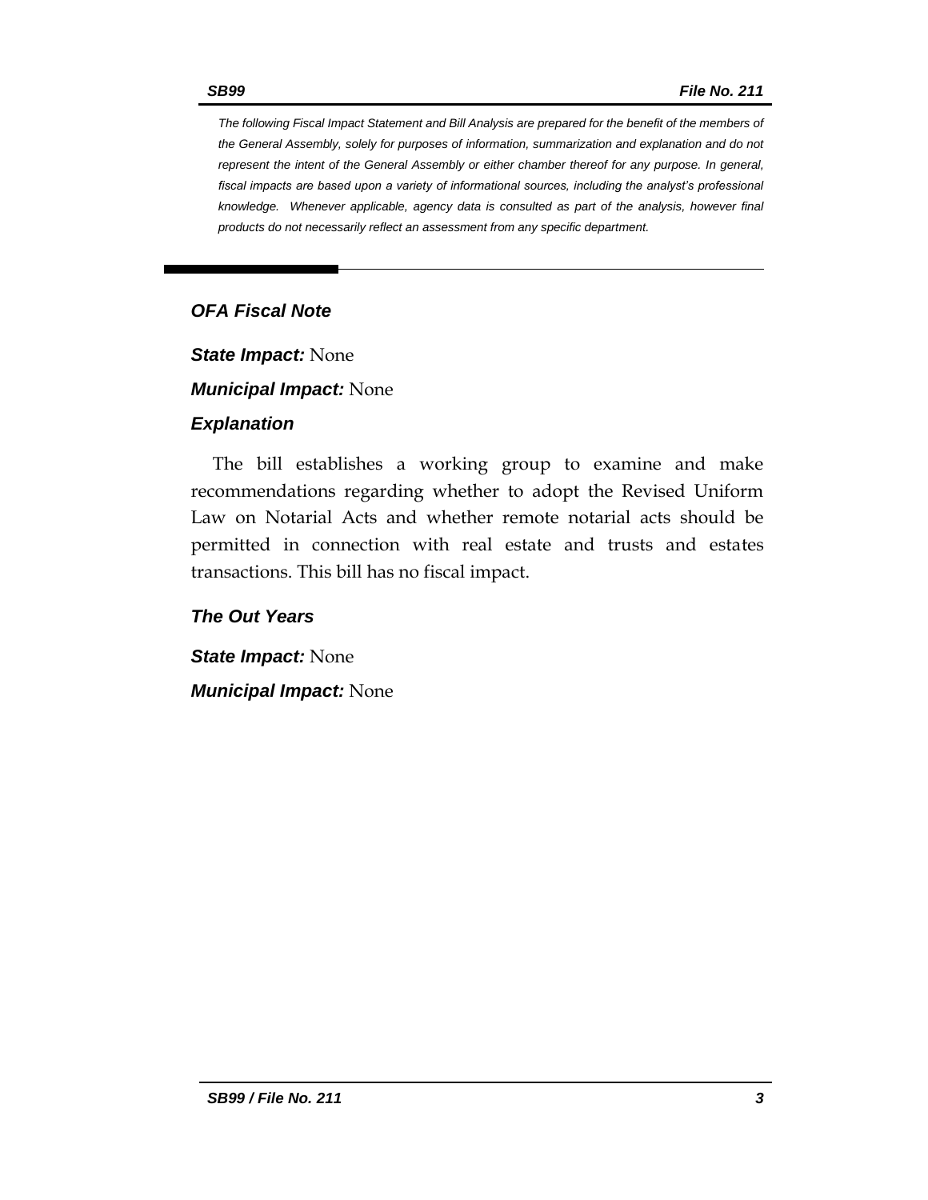*The following Fiscal Impact Statement and Bill Analysis are prepared for the benefit of the members of the General Assembly, solely for purposes of information, summarization and explanation and do not represent the intent of the General Assembly or either chamber thereof for any purpose. In general, fiscal impacts are based upon a variety of informational sources, including the analyst's professional knowledge. Whenever applicable, agency data is consulted as part of the analysis, however final products do not necessarily reflect an assessment from any specific department.*

---

## *OFA Fiscal Note*

***State Impact:*** None

***Municipal Impact:*** None

### *Explanation*

The bill establishes a working group to examine and make recommendations regarding whether to adopt the Revised Uniform Law on Notarial Acts and whether remote notarial acts should be permitted in connection with real estate and trusts and estates transactions. This bill has no fiscal impact.

### *The Out Years*

***State Impact:*** None

***Municipal Impact:*** None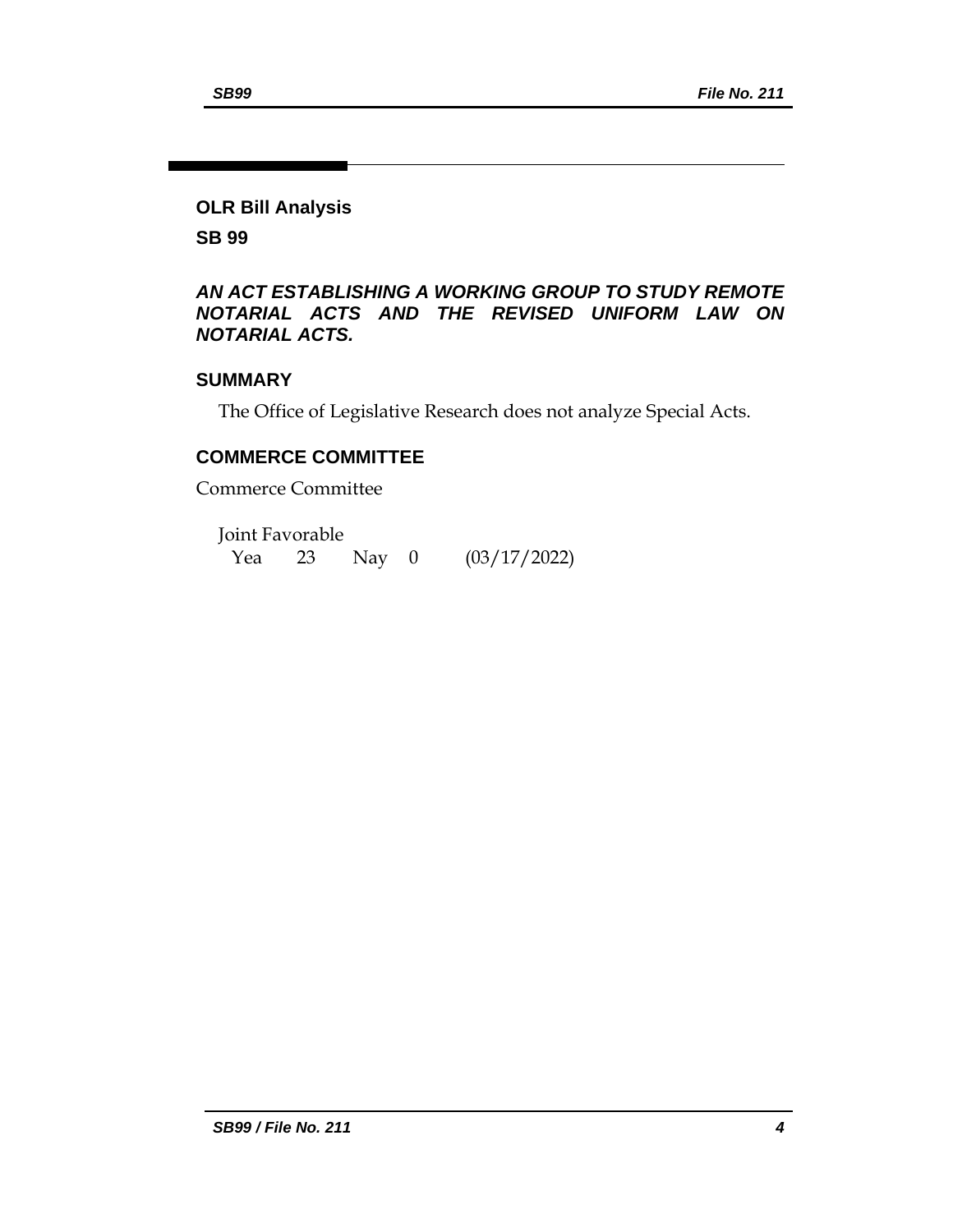## OLR Bill Analysis

## SB 99

***AN ACT ESTABLISHING A WORKING GROUP TO STUDY REMOTE NOTARIAL ACTS AND THE REVISED UNIFORM LAW ON NOTARIAL ACTS.***

### SUMMARY

The Office of Legislative Research does not analyze Special Acts.

### COMMERCE COMMITTEE

Commerce Committee

Joint Favorable
Yea 23 Nay 0 (03/17/2022)